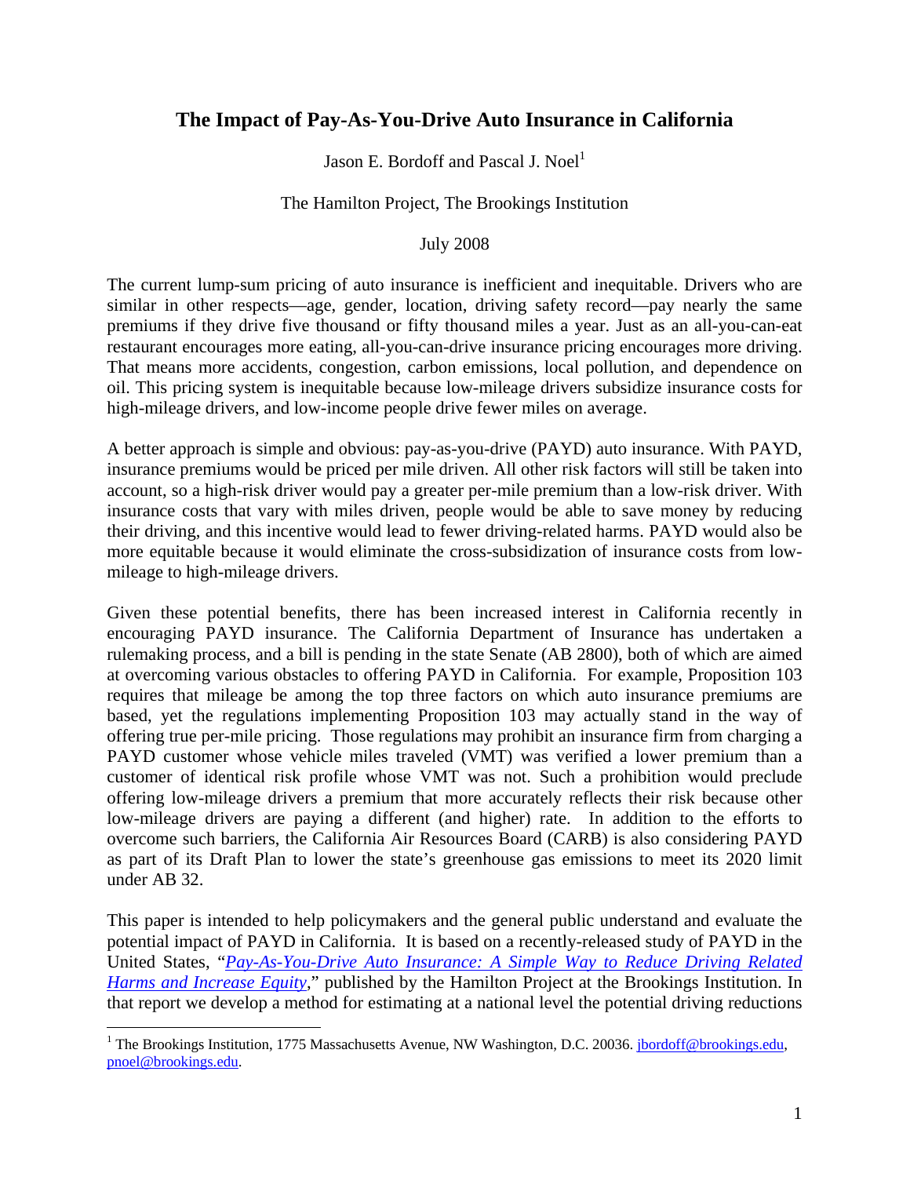# The Impact of Pay-As-You-Drive Auto Insurance in California

Jason E. Bordoff and Pascal J. Noel[1]

The Hamilton Project, The Brookings Institution

July 2008

The current lump-sum pricing of auto insurance is inefficient and inequitable. Drivers who are similar in other respects—age, gender, location, driving safety record—pay nearly the same premiums if they drive five thousand or fifty thousand miles a year. Just as an all-you-can-eat restaurant encourages more eating, all-you-can-drive insurance pricing encourages more driving. That means more accidents, congestion, carbon emissions, local pollution, and dependence on oil. This pricing system is inequitable because low-mileage drivers subsidize insurance costs for high-mileage drivers, and low-income people drive fewer miles on average.

A better approach is simple and obvious: pay-as-you-drive (PAYD) auto insurance. With PAYD, insurance premiums would be priced per mile driven. All other risk factors will still be taken into account, so a high-risk driver would pay a greater per-mile premium than a low-risk driver. With insurance costs that vary with miles driven, people would be able to save money by reducing their driving, and this incentive would lead to fewer driving-related harms. PAYD would also be more equitable because it would eliminate the cross-subsidization of insurance costs from low-mileage to high-mileage drivers.

Given these potential benefits, there has been increased interest in California recently in encouraging PAYD insurance. The California Department of Insurance has undertaken a rulemaking process, and a bill is pending in the state Senate (AB 2800), both of which are aimed at overcoming various obstacles to offering PAYD in California. For example, Proposition 103 requires that mileage be among the top three factors on which auto insurance premiums are based, yet the regulations implementing Proposition 103 may actually stand in the way of offering true per-mile pricing. Those regulations may prohibit an insurance firm from charging a PAYD customer whose vehicle miles traveled (VMT) was verified a lower premium than a customer of identical risk profile whose VMT was not. Such a prohibition would preclude offering low-mileage drivers a premium that more accurately reflects their risk because other low-mileage drivers are paying a different (and higher) rate. In addition to the efforts to overcome such barriers, the California Air Resources Board (CARB) is also considering PAYD as part of its Draft Plan to lower the state's greenhouse gas emissions to meet its 2020 limit under AB 32.

This paper is intended to help policymakers and the general public understand and evaluate the potential impact of PAYD in California. It is based on a recently-released study of PAYD in the United States, "*Pay-As-You-Drive Auto Insurance: A Simple Way to Reduce Driving Related Harms and Increase Equity*," published by the Hamilton Project at the Brookings Institution. In that report we develop a method for estimating at a national level the potential driving reductions

[1] The Brookings Institution, 1775 Massachusetts Avenue, NW Washington, D.C. 20036. jbordoff@brookings.edu, pnoel@brookings.edu.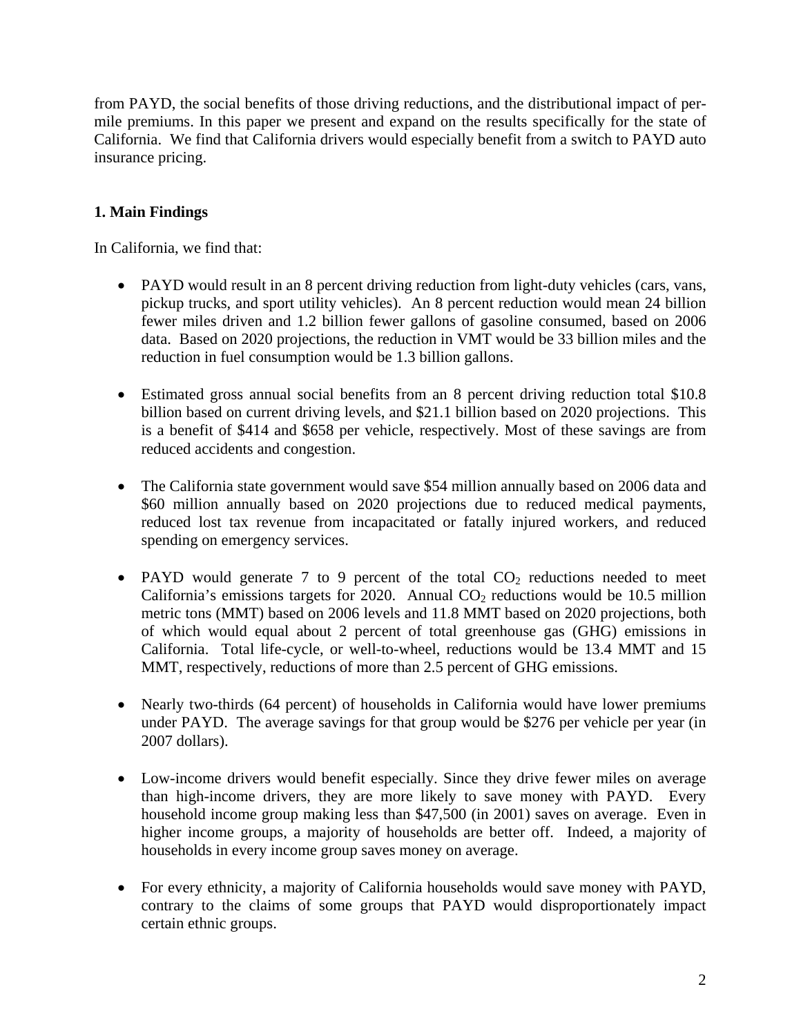from PAYD, the social benefits of those driving reductions, and the distributional impact of per-mile premiums. In this paper we present and expand on the results specifically for the state of California. We find that California drivers would especially benefit from a switch to PAYD auto insurance pricing.

## 1. Main Findings

In California, we find that:

- PAYD would result in an 8 percent driving reduction from light-duty vehicles (cars, vans, pickup trucks, and sport utility vehicles). An 8 percent reduction would mean 24 billion fewer miles driven and 1.2 billion fewer gallons of gasoline consumed, based on 2006 data. Based on 2020 projections, the reduction in VMT would be 33 billion miles and the reduction in fuel consumption would be 1.3 billion gallons.

- Estimated gross annual social benefits from an 8 percent driving reduction total $10.8 billion based on current driving levels, and $21.1 billion based on 2020 projections. This is a benefit of $414 and $658 per vehicle, respectively. Most of these savings are from reduced accidents and congestion.

- The California state government would save $54 million annually based on 2006 data and $60 million annually based on 2020 projections due to reduced medical payments, reduced lost tax revenue from incapacitated or fatally injured workers, and reduced spending on emergency services.

- PAYD would generate 7 to 9 percent of the total $CO_2$ reductions needed to meet California's emissions targets for 2020. Annual $CO_2$ reductions would be 10.5 million metric tons (MMT) based on 2006 levels and 11.8 MMT based on 2020 projections, both of which would equal about 2 percent of total greenhouse gas (GHG) emissions in California. Total life-cycle, or well-to-wheel, reductions would be 13.4 MMT and 15 MMT, respectively, reductions of more than 2.5 percent of GHG emissions.

- Nearly two-thirds (64 percent) of households in California would have lower premiums under PAYD. The average savings for that group would be $276 per vehicle per year (in 2007 dollars).

- Low-income drivers would benefit especially. Since they drive fewer miles on average than high-income drivers, they are more likely to save money with PAYD. Every household income group making less than $47,500 (in 2001) saves on average. Even in higher income groups, a majority of households are better off. Indeed, a majority of households in every income group saves money on average.

- For every ethnicity, a majority of California households would save money with PAYD, contrary to the claims of some groups that PAYD would disproportionately impact certain ethnic groups.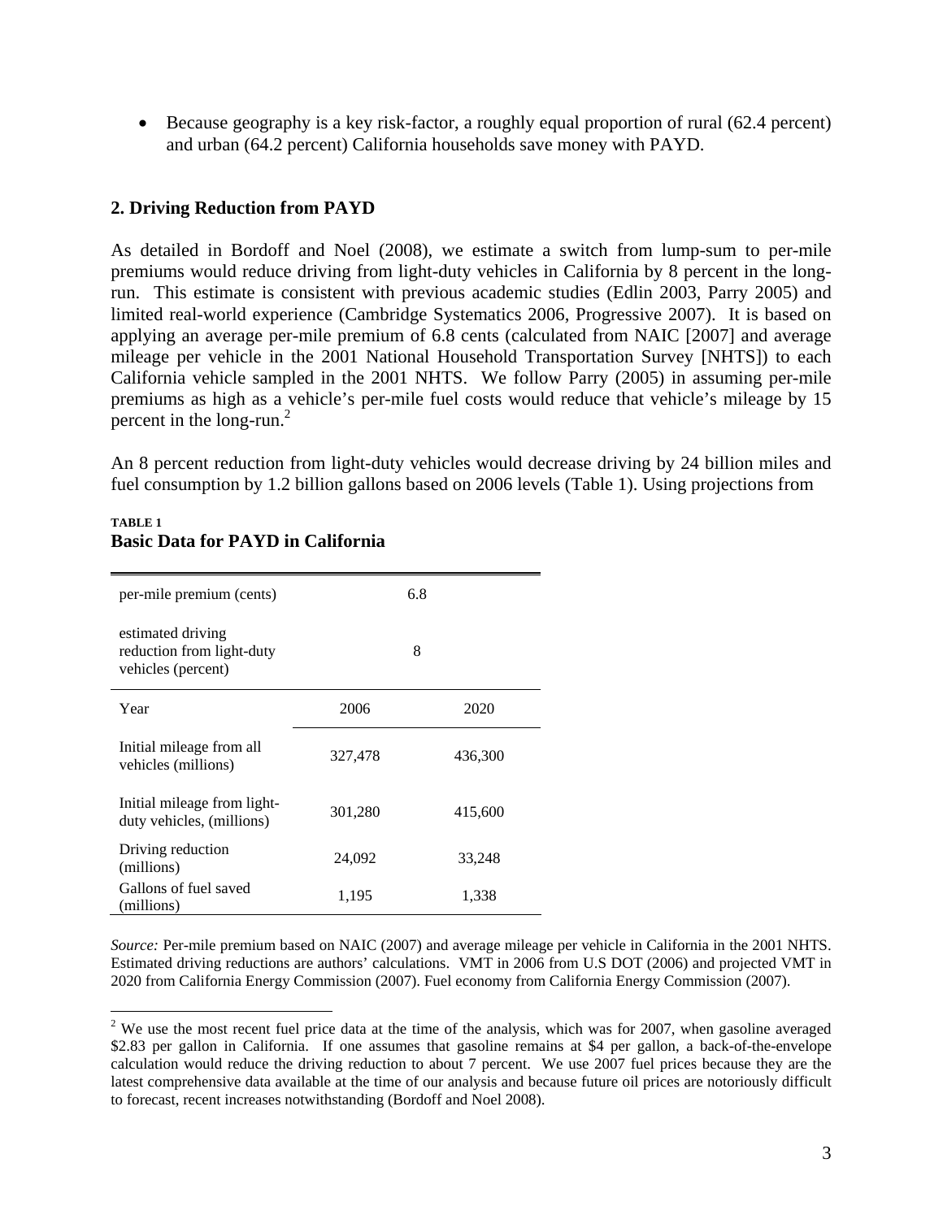- Because geography is a key risk-factor, a roughly equal proportion of rural (62.4 percent) and urban (64.2 percent) California households save money with PAYD.

## 2. Driving Reduction from PAYD

As detailed in Bordoff and Noel (2008), we estimate a switch from lump-sum to per-mile premiums would reduce driving from light-duty vehicles in California by 8 percent in the long-run. This estimate is consistent with previous academic studies (Edlin 2003, Parry 2005) and limited real-world experience (Cambridge Systematics 2006, Progressive 2007). It is based on applying an average per-mile premium of 6.8 cents (calculated from NAIC [2007] and average mileage per vehicle in the 2001 National Household Transportation Survey [NHTS]) to each California vehicle sampled in the 2001 NHTS. We follow Parry (2005) in assuming per-mile premiums as high as a vehicle's per-mile fuel costs would reduce that vehicle's mileage by 15 percent in the long-run.[2]

An 8 percent reduction from light-duty vehicles would decrease driving by 24 billion miles and fuel consumption by 1.2 billion gallons based on 2006 levels (Table 1). Using projections from

**TABLE 1**
**Basic Data for PAYD in California**

| | | |
|---|---|---|
| per-mile premium (cents) | 6.8 | |
| estimated driving reduction from light-duty vehicles (percent) | 8 | |
| Year | 2006 | 2020 |
| Initial mileage from all vehicles (millions) | 327,478 | 436,300 |
| Initial mileage from light-duty vehicles, (millions) | 301,280 | 415,600 |
| Driving reduction (millions) | 24,092 | 33,248 |
| Gallons of fuel saved (millions) | 1,195 | 1,338 |

*Source:* Per-mile premium based on NAIC (2007) and average mileage per vehicle in California in the 2001 NHTS. Estimated driving reductions are authors' calculations. VMT in 2006 from U.S DOT (2006) and projected VMT in 2020 from California Energy Commission (2007). Fuel economy from California Energy Commission (2007).

[2] We use the most recent fuel price data at the time of the analysis, which was for 2007, when gasoline averaged \$2.83 per gallon in California. If one assumes that gasoline remains at \$4 per gallon, a back-of-the-envelope calculation would reduce the driving reduction to about 7 percent. We use 2007 fuel prices because they are the latest comprehensive data available at the time of our analysis and because future oil prices are notoriously difficult to forecast, recent increases notwithstanding (Bordoff and Noel 2008).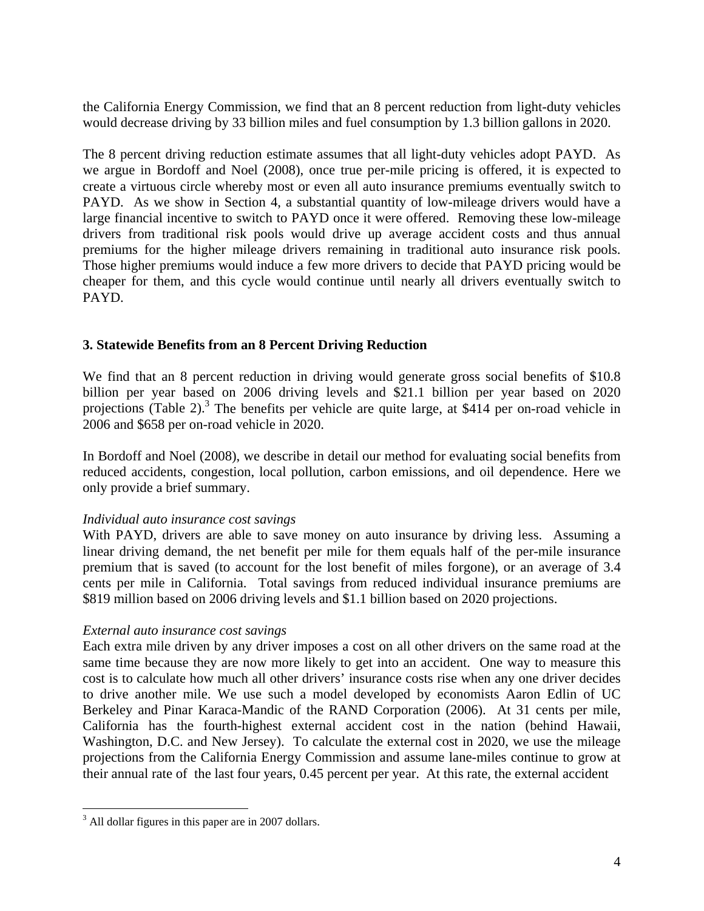the California Energy Commission, we find that an 8 percent reduction from light-duty vehicles would decrease driving by 33 billion miles and fuel consumption by 1.3 billion gallons in 2020.

The 8 percent driving reduction estimate assumes that all light-duty vehicles adopt PAYD. As we argue in Bordoff and Noel (2008), once true per-mile pricing is offered, it is expected to create a virtuous circle whereby most or even all auto insurance premiums eventually switch to PAYD. As we show in Section 4, a substantial quantity of low-mileage drivers would have a large financial incentive to switch to PAYD once it were offered. Removing these low-mileage drivers from traditional risk pools would drive up average accident costs and thus annual premiums for the higher mileage drivers remaining in traditional auto insurance risk pools. Those higher premiums would induce a few more drivers to decide that PAYD pricing would be cheaper for them, and this cycle would continue until nearly all drivers eventually switch to PAYD.

### 3. Statewide Benefits from an 8 Percent Driving Reduction

We find that an 8 percent reduction in driving would generate gross social benefits of $10.8 billion per year based on 2006 driving levels and $21.1 billion per year based on 2020 projections (Table 2).[3] The benefits per vehicle are quite large, at $414 per on-road vehicle in 2006 and $658 per on-road vehicle in 2020.

In Bordoff and Noel (2008), we describe in detail our method for evaluating social benefits from reduced accidents, congestion, local pollution, carbon emissions, and oil dependence. Here we only provide a brief summary.

*Individual auto insurance cost savings*
With PAYD, drivers are able to save money on auto insurance by driving less. Assuming a linear driving demand, the net benefit per mile for them equals half of the per-mile insurance premium that is saved (to account for the lost benefit of miles forgone), or an average of 3.4 cents per mile in California. Total savings from reduced individual insurance premiums are $819 million based on 2006 driving levels and $1.1 billion based on 2020 projections.

*External auto insurance cost savings*
Each extra mile driven by any driver imposes a cost on all other drivers on the same road at the same time because they are now more likely to get into an accident. One way to measure this cost is to calculate how much all other drivers' insurance costs rise when any one driver decides to drive another mile. We use such a model developed by economists Aaron Edlin of UC Berkeley and Pinar Karaca-Mandic of the RAND Corporation (2006). At 31 cents per mile, California has the fourth-highest external accident cost in the nation (behind Hawaii, Washington, D.C. and New Jersey). To calculate the external cost in 2020, we use the mileage projections from the California Energy Commission and assume lane-miles continue to grow at their annual rate of the last four years, 0.45 percent per year. At this rate, the external accident

[3] All dollar figures in this paper are in 2007 dollars.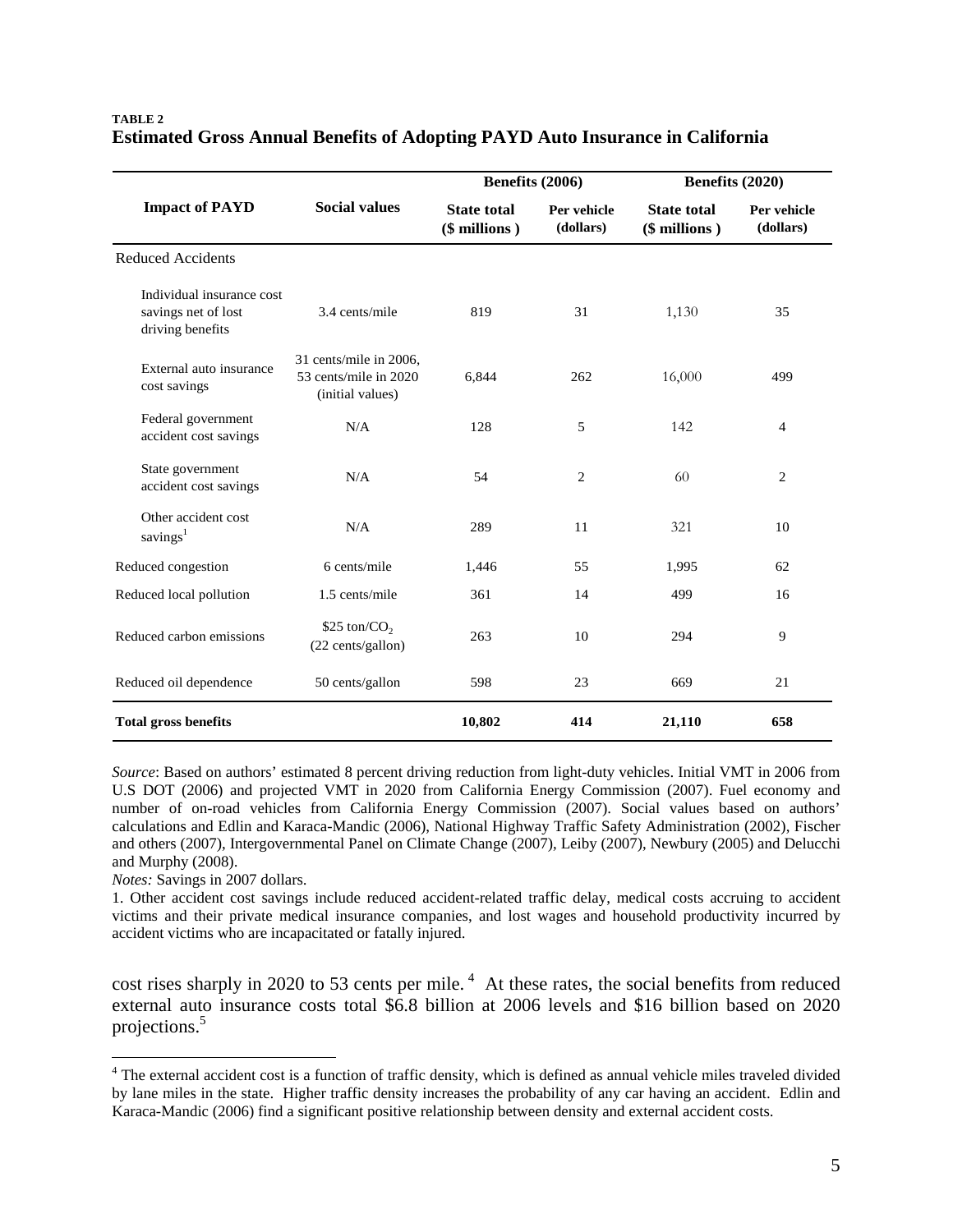**TABLE 2**
**Estimated Gross Annual Benefits of Adopting PAYD Auto Insurance in California**

| Impact of PAYD | Social values | Benefits (2006) | | Benefits (2020) | |
|---|---|---|---|---|---|
| | | State total ($ millions ) | Per vehicle (dollars) | State total ($ millions ) | Per vehicle (dollars) |
| Reduced Accidents | | | | | |
| Individual insurance cost savings net of lost driving benefits | 3.4 cents/mile | 819 | 31 | 1,130 | 35 |
| External auto insurance cost savings | 31 cents/mile in 2006, 53 cents/mile in 2020 (initial values) | 6,844 | 262 | 16,000 | 499 |
| Federal government accident cost savings | N/A | 128 | 5 | 142 | 4 |
| State government accident cost savings | N/A | 54 | 2 | 60 | 2 |
| Other accident cost savings[1] | N/A | 289 | 11 | 321 | 10 |
| Reduced congestion | 6 cents/mile | 1,446 | 55 | 1,995 | 62 |
| Reduced local pollution | 1.5 cents/mile | 361 | 14 | 499 | 16 |
| Reduced carbon emissions | \$25 ton/$CO_2$ (22 cents/gallon) | 263 | 10 | 294 | 9 |
| Reduced oil dependence | 50 cents/gallon | 598 | 23 | 669 | 21 |
| **Total gross benefits** | | **10,802** | **414** | **21,110** | **658** |

*Source*: Based on authors' estimated 8 percent driving reduction from light-duty vehicles. Initial VMT in 2006 from U.S DOT (2006) and projected VMT in 2020 from California Energy Commission (2007). Fuel economy and number of on-road vehicles from California Energy Commission (2007). Social values based on authors' calculations and Edlin and Karaca-Mandic (2006), National Highway Traffic Safety Administration (2002), Fischer and others (2007), Intergovernmental Panel on Climate Change (2007), Leiby (2007), Newbury (2005) and Delucchi and Murphy (2008).

*Notes:* Savings in 2007 dollars.

1. Other accident cost savings include reduced accident-related traffic delay, medical costs accruing to accident victims and their private medical insurance companies, and lost wages and household productivity incurred by accident victims who are incapacitated or fatally injured.

cost rises sharply in 2020 to 53 cents per mile.[4] At these rates, the social benefits from reduced external auto insurance costs total \$6.8 billion at 2006 levels and \$16 billion based on 2020 projections.[5]

---

[4] The external accident cost is a function of traffic density, which is defined as annual vehicle miles traveled divided by lane miles in the state. Higher traffic density increases the probability of any car having an accident. Edlin and Karaca-Mandic (2006) find a significant positive relationship between density and external accident costs.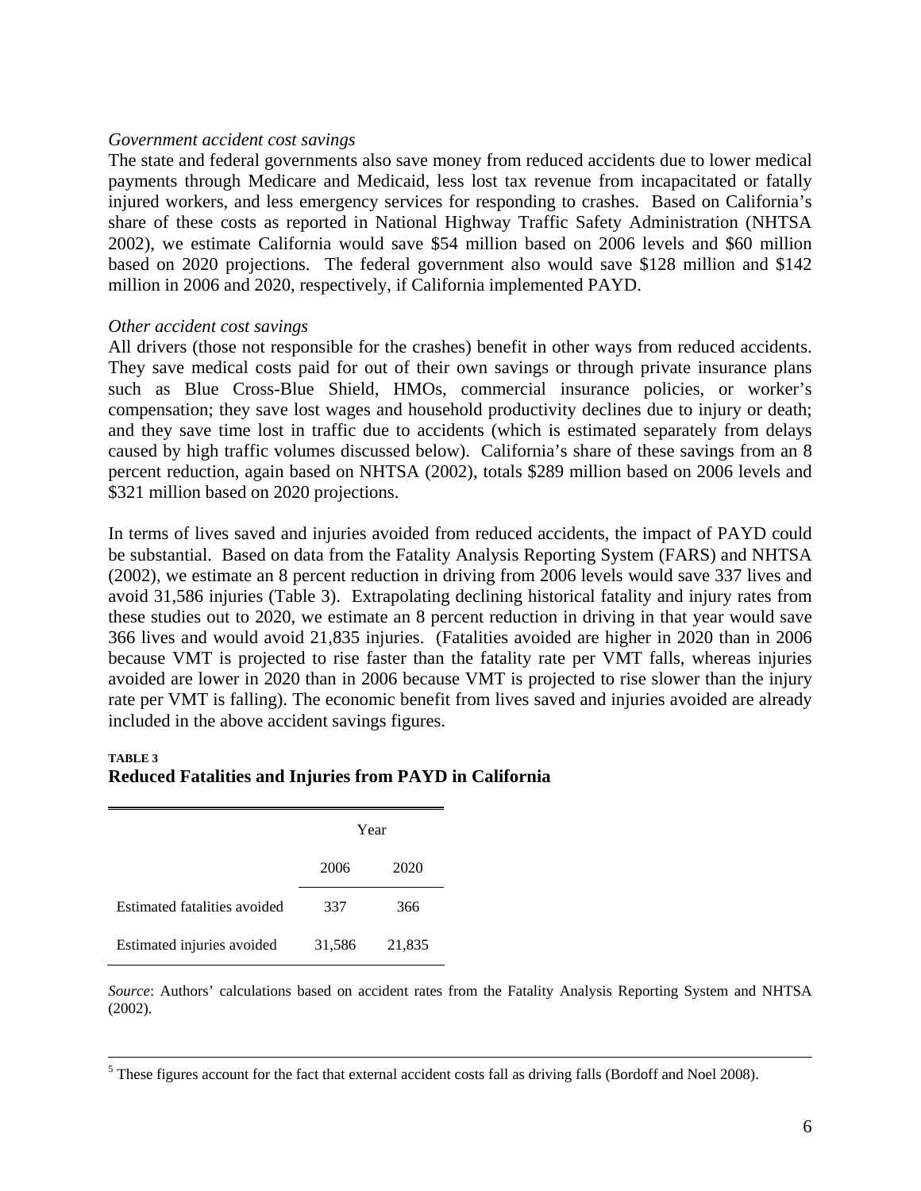*Government accident cost savings*

The state and federal governments also save money from reduced accidents due to lower medical payments through Medicare and Medicaid, less lost tax revenue from incapacitated or fatally injured workers, and less emergency services for responding to crashes. Based on California's share of these costs as reported in National Highway Traffic Safety Administration (NHTSA 2002), we estimate California would save $54 million based on 2006 levels and $60 million based on 2020 projections. The federal government also would save $128 million and $142 million in 2006 and 2020, respectively, if California implemented PAYD.

*Other accident cost savings*

All drivers (those not responsible for the crashes) benefit in other ways from reduced accidents. They save medical costs paid for out of their own savings or through private insurance plans such as Blue Cross-Blue Shield, HMOs, commercial insurance policies, or worker's compensation; they save lost wages and household productivity declines due to injury or death; and they save time lost in traffic due to accidents (which is estimated separately from delays caused by high traffic volumes discussed below). California's share of these savings from an 8 percent reduction, again based on NHTSA (2002), totals $289 million based on 2006 levels and $321 million based on 2020 projections.

In terms of lives saved and injuries avoided from reduced accidents, the impact of PAYD could be substantial. Based on data from the Fatality Analysis Reporting System (FARS) and NHTSA (2002), we estimate an 8 percent reduction in driving from 2006 levels would save 337 lives and avoid 31,586 injuries (Table 3). Extrapolating declining historical fatality and injury rates from these studies out to 2020, we estimate an 8 percent reduction in driving in that year would save 366 lives and would avoid 21,835 injuries. (Fatalities avoided are higher in 2020 than in 2006 because VMT is projected to rise faster than the fatality rate per VMT falls, whereas injuries avoided are lower in 2020 than in 2006 because VMT is projected to rise slower than the injury rate per VMT is falling). The economic benefit from lives saved and injuries avoided are already included in the above accident savings figures.

**TABLE 3**

**Reduced Fatalities and Injuries from PAYD in California**

| | Year | |
|---|---|---|
| | 2006 | 2020 |
| Estimated fatalities avoided | 337 | 366 |
| Estimated injuries avoided | 31,586 | 21,835 |

*Source*: Authors' calculations based on accident rates from the Fatality Analysis Reporting System and NHTSA (2002).

[5] These figures account for the fact that external accident costs fall as driving falls (Bordoff and Noel 2008).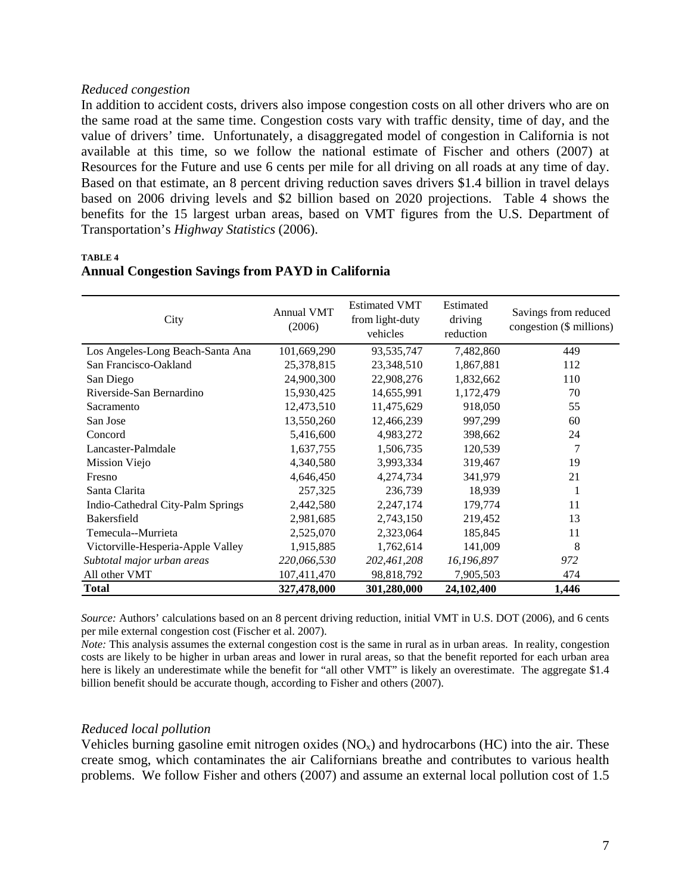*Reduced congestion*

In addition to accident costs, drivers also impose congestion costs on all other drivers who are on the same road at the same time. Congestion costs vary with traffic density, time of day, and the value of drivers' time. Unfortunately, a disaggregated model of congestion in California is not available at this time, so we follow the national estimate of Fischer and others (2007) at Resources for the Future and use 6 cents per mile for all driving on all roads at any time of day. Based on that estimate, an 8 percent driving reduction saves drivers \$1.4 billion in travel delays based on 2006 driving levels and \$2 billion based on 2020 projections. Table 4 shows the benefits for the 15 largest urban areas, based on VMT figures from the U.S. Department of Transportation's *Highway Statistics* (2006).

**TABLE 4**

**Annual Congestion Savings from PAYD in California**

| City | Annual VMT (2006) | Estimated VMT from light-duty vehicles | Estimated driving reduction | Savings from reduced congestion (\$ millions) |
|---|---|---|---|---|
| Los Angeles-Long Beach-Santa Ana | 101,669,290 | 93,535,747 | 7,482,860 | 449 |
| San Francisco-Oakland | 25,378,815 | 23,348,510 | 1,867,881 | 112 |
| San Diego | 24,900,300 | 22,908,276 | 1,832,662 | 110 |
| Riverside-San Bernardino | 15,930,425 | 14,655,991 | 1,172,479 | 70 |
| Sacramento | 12,473,510 | 11,475,629 | 918,050 | 55 |
| San Jose | 13,550,260 | 12,466,239 | 997,299 | 60 |
| Concord | 5,416,600 | 4,983,272 | 398,662 | 24 |
| Lancaster-Palmdale | 1,637,755 | 1,506,735 | 120,539 | 7 |
| Mission Viejo | 4,340,580 | 3,993,334 | 319,467 | 19 |
| Fresno | 4,646,450 | 4,274,734 | 341,979 | 21 |
| Santa Clarita | 257,325 | 236,739 | 18,939 | 1 |
| Indio-Cathedral City-Palm Springs | 2,442,580 | 2,247,174 | 179,774 | 11 |
| Bakersfield | 2,981,685 | 2,743,150 | 219,452 | 13 |
| Temecula--Murrieta | 2,525,070 | 2,323,064 | 185,845 | 11 |
| Victorville-Hesperia-Apple Valley | 1,915,885 | 1,762,614 | 141,009 | 8 |
| *Subtotal major urban areas* | *220,066,530* | *202,461,208* | *16,196,897* | *972* |
| All other VMT | 107,411,470 | 98,818,792 | 7,905,503 | 474 |
| **Total** | **327,478,000** | **301,280,000** | **24,102,400** | **1,446** |

*Source:* Authors' calculations based on an 8 percent driving reduction, initial VMT in U.S. DOT (2006), and 6 cents per mile external congestion cost (Fischer et al. 2007).

*Note:* This analysis assumes the external congestion cost is the same in rural as in urban areas. In reality, congestion costs are likely to be higher in urban areas and lower in rural areas, so that the benefit reported for each urban area here is likely an underestimate while the benefit for "all other VMT" is likely an overestimate. The aggregate \$1.4 billion benefit should be accurate though, according to Fisher and others (2007).

*Reduced local pollution*

Vehicles burning gasoline emit nitrogen oxides ($NO_x$) and hydrocarbons (HC) into the air. These create smog, which contaminates the air Californians breathe and contributes to various health problems. We follow Fisher and others (2007) and assume an external local pollution cost of 1.5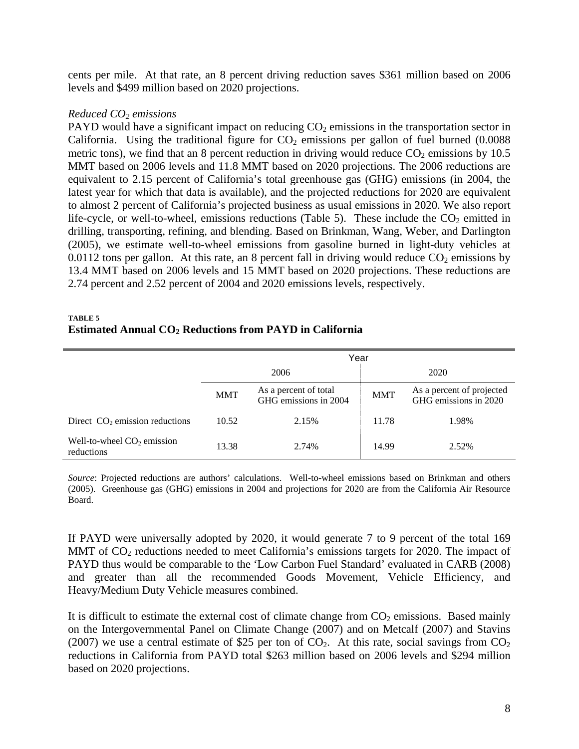cents per mile. At that rate, an 8 percent driving reduction saves \$361 million based on 2006 levels and \$499 million based on 2020 projections.

*Reduced $CO_2$ emissions*

PAYD would have a significant impact on reducing $CO_2$ emissions in the transportation sector in California. Using the traditional figure for $CO_2$ emissions per gallon of fuel burned (0.0088 metric tons), we find that an 8 percent reduction in driving would reduce $CO_2$ emissions by 10.5 MMT based on 2006 levels and 11.8 MMT based on 2020 projections. The 2006 reductions are equivalent to 2.15 percent of California's total greenhouse gas (GHG) emissions (in 2004, the latest year for which that data is available), and the projected reductions for 2020 are equivalent to almost 2 percent of California's projected business as usual emissions in 2020. We also report life-cycle, or well-to-wheel, emissions reductions (Table 5). These include the $CO_2$ emitted in drilling, transporting, refining, and blending. Based on Brinkman, Wang, Weber, and Darlington (2005), we estimate well-to-wheel emissions from gasoline burned in light-duty vehicles at 0.0112 tons per gallon. At this rate, an 8 percent fall in driving would reduce $CO_2$ emissions by 13.4 MMT based on 2006 levels and 15 MMT based on 2020 projections. These reductions are 2.74 percent and 2.52 percent of 2004 and 2020 emissions levels, respectively.

**TABLE 5**
**Estimated Annual $CO_2$ Reductions from PAYD in California**

| | Year | | | |
|---|---|---|---|---|
| | 2006 | | 2020 | |
| | MMT | As a percent of total GHG emissions in 2004 | MMT | As a percent of projected GHG emissions in 2020 |
| Direct $CO_2$ emission reductions | 10.52 | 2.15% | 11.78 | 1.98% |
| Well-to-wheel $CO_2$ emission reductions | 13.38 | 2.74% | 14.99 | 2.52% |

*Source*: Projected reductions are authors' calculations. Well-to-wheel emissions based on Brinkman and others (2005). Greenhouse gas (GHG) emissions in 2004 and projections for 2020 are from the California Air Resource Board.

If PAYD were universally adopted by 2020, it would generate 7 to 9 percent of the total 169 MMT of $CO_2$ reductions needed to meet California's emissions targets for 2020. The impact of PAYD thus would be comparable to the 'Low Carbon Fuel Standard' evaluated in CARB (2008) and greater than all the recommended Goods Movement, Vehicle Efficiency, and Heavy/Medium Duty Vehicle measures combined.

It is difficult to estimate the external cost of climate change from $CO_2$ emissions. Based mainly on the Intergovernmental Panel on Climate Change (2007) and on Metcalf (2007) and Stavins (2007) we use a central estimate of \$25 per ton of $CO_2$. At this rate, social savings from $CO_2$ reductions in California from PAYD total \$263 million based on 2006 levels and \$294 million based on 2020 projections.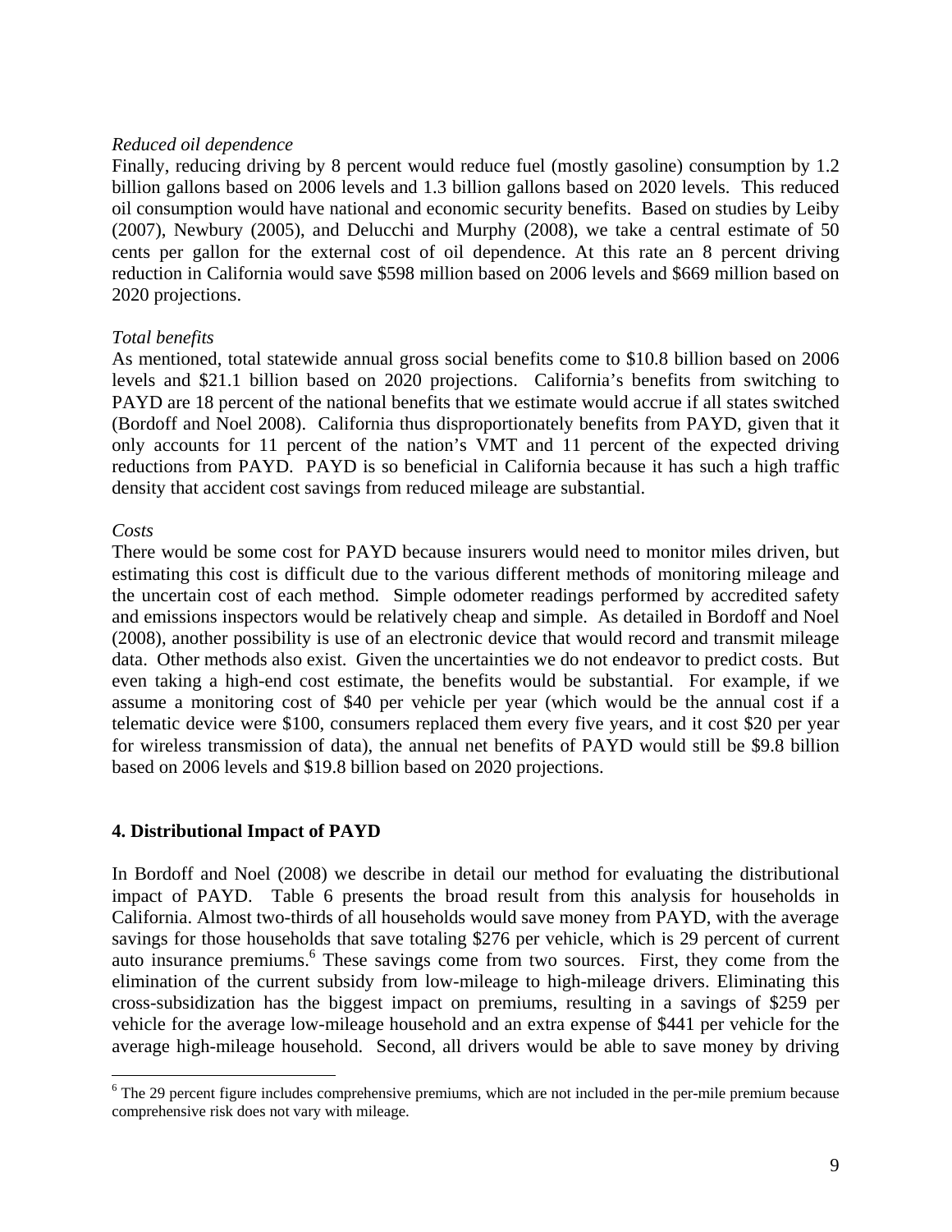*Reduced oil dependence*

Finally, reducing driving by 8 percent would reduce fuel (mostly gasoline) consumption by 1.2 billion gallons based on 2006 levels and 1.3 billion gallons based on 2020 levels. This reduced oil consumption would have national and economic security benefits. Based on studies by Leiby (2007), Newbury (2005), and Delucchi and Murphy (2008), we take a central estimate of 50 cents per gallon for the external cost of oil dependence. At this rate an 8 percent driving reduction in California would save \$598 million based on 2006 levels and \$669 million based on 2020 projections.

*Total benefits*

As mentioned, total statewide annual gross social benefits come to \$10.8 billion based on 2006 levels and \$21.1 billion based on 2020 projections. California's benefits from switching to PAYD are 18 percent of the national benefits that we estimate would accrue if all states switched (Bordoff and Noel 2008). California thus disproportionately benefits from PAYD, given that it only accounts for 11 percent of the nation's VMT and 11 percent of the expected driving reductions from PAYD. PAYD is so beneficial in California because it has such a high traffic density that accident cost savings from reduced mileage are substantial.

*Costs*

There would be some cost for PAYD because insurers would need to monitor miles driven, but estimating this cost is difficult due to the various different methods of monitoring mileage and the uncertain cost of each method. Simple odometer readings performed by accredited safety and emissions inspectors would be relatively cheap and simple. As detailed in Bordoff and Noel (2008), another possibility is use of an electronic device that would record and transmit mileage data. Other methods also exist. Given the uncertainties we do not endeavor to predict costs. But even taking a high-end cost estimate, the benefits would be substantial. For example, if we assume a monitoring cost of \$40 per vehicle per year (which would be the annual cost if a telematic device were \$100, consumers replaced them every five years, and it cost \$20 per year for wireless transmission of data), the annual net benefits of PAYD would still be \$9.8 billion based on 2006 levels and \$19.8 billion based on 2020 projections.

## 4. Distributional Impact of PAYD

In Bordoff and Noel (2008) we describe in detail our method for evaluating the distributional impact of PAYD. Table 6 presents the broad result from this analysis for households in California. Almost two-thirds of all households would save money from PAYD, with the average savings for those households that save totaling \$276 per vehicle, which is 29 percent of current auto insurance premiums.[6] These savings come from two sources. First, they come from the elimination of the current subsidy from low-mileage to high-mileage drivers. Eliminating this cross-subsidization has the biggest impact on premiums, resulting in a savings of \$259 per vehicle for the average low-mileage household and an extra expense of \$441 per vehicle for the average high-mileage household. Second, all drivers would be able to save money by driving

[6] The 29 percent figure includes comprehensive premiums, which are not included in the per-mile premium because comprehensive risk does not vary with mileage.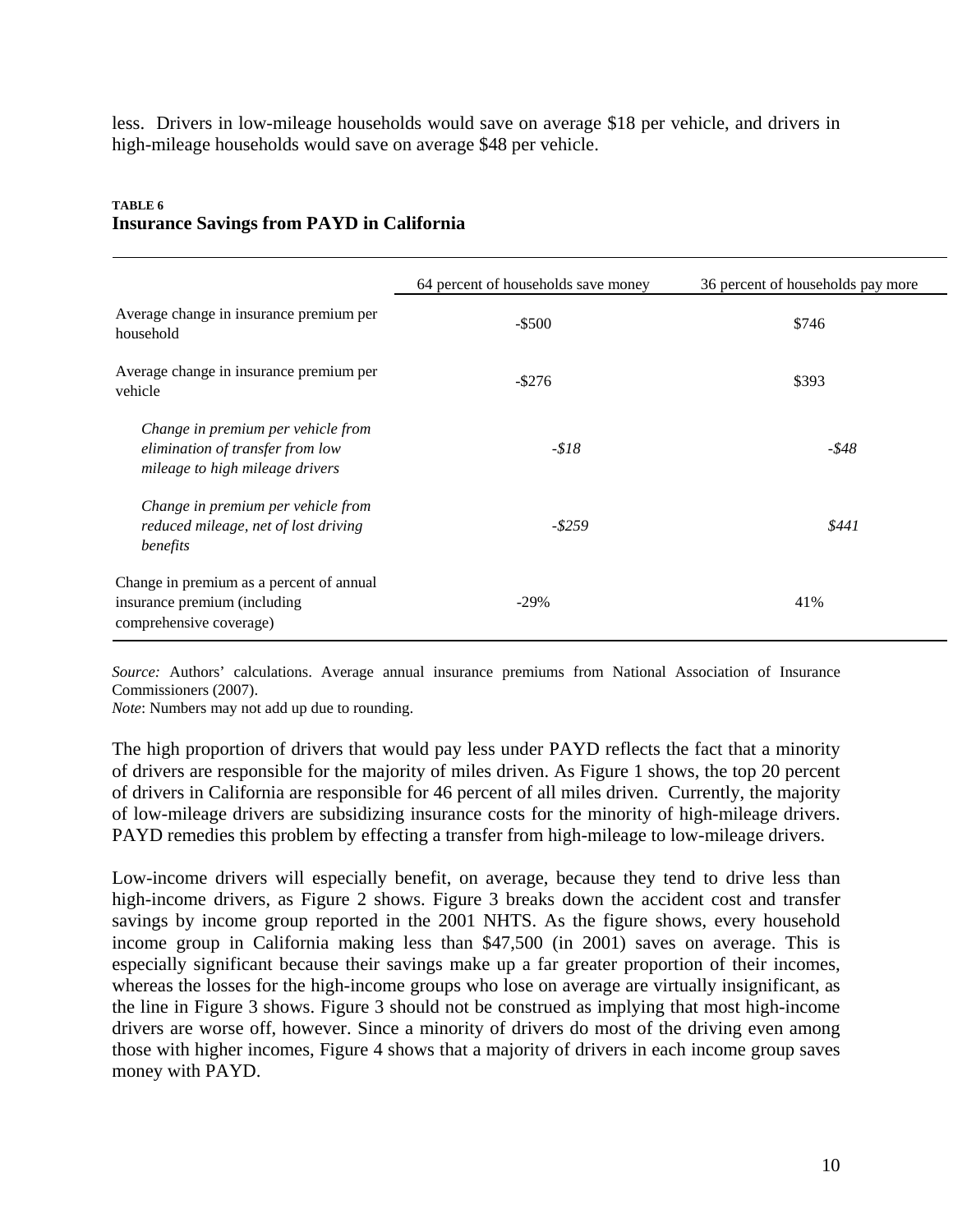less. Drivers in low-mileage households would save on average $18 per vehicle, and drivers in high-mileage households would save on average $48 per vehicle.

**TABLE 6**
**Insurance Savings from PAYD in California**

| | 64 percent of households save money | 36 percent of households pay more |
|---|---|---|
| Average change in insurance premium per household | -$500 | $746 |
| Average change in insurance premium per vehicle | -$276 | $393 |
| *Change in premium per vehicle from elimination of transfer from low mileage to high mileage drivers* | *-$18* | *-$48* |
| *Change in premium per vehicle from reduced mileage, net of lost driving benefits* | *-$259* | *$441* |
| Change in premium as a percent of annual insurance premium (including comprehensive coverage) | -29% | 41% |

*Source:* Authors' calculations. Average annual insurance premiums from National Association of Insurance Commissioners (2007).
*Note*: Numbers may not add up due to rounding.

The high proportion of drivers that would pay less under PAYD reflects the fact that a minority of drivers are responsible for the majority of miles driven. As Figure 1 shows, the top 20 percent of drivers in California are responsible for 46 percent of all miles driven. Currently, the majority of low-mileage drivers are subsidizing insurance costs for the minority of high-mileage drivers. PAYD remedies this problem by effecting a transfer from high-mileage to low-mileage drivers.

Low-income drivers will especially benefit, on average, because they tend to drive less than high-income drivers, as Figure 2 shows. Figure 3 breaks down the accident cost and transfer savings by income group reported in the 2001 NHTS. As the figure shows, every household income group in California making less than $47,500 (in 2001) saves on average. This is especially significant because their savings make up a far greater proportion of their incomes, whereas the losses for the high-income groups who lose on average are virtually insignificant, as the line in Figure 3 shows. Figure 3 should not be construed as implying that most high-income drivers are worse off, however. Since a minority of drivers do most of the driving even among those with higher incomes, Figure 4 shows that a majority of drivers in each income group saves money with PAYD.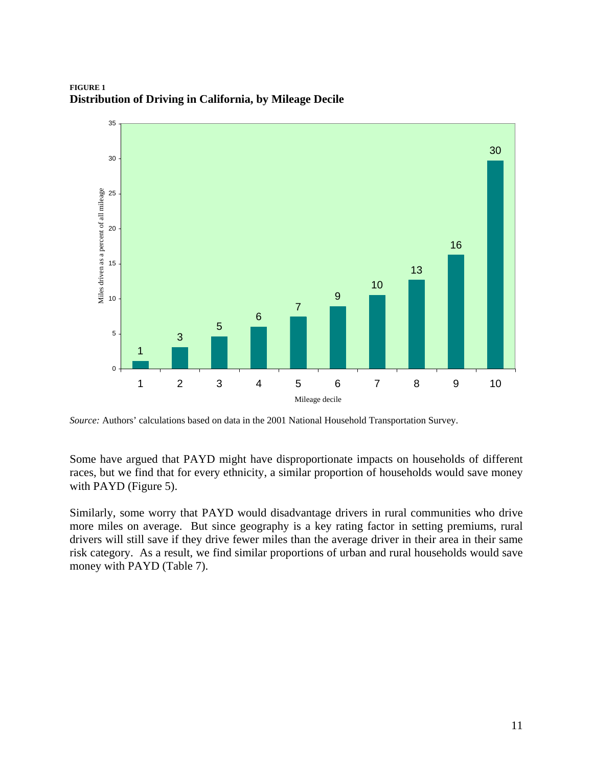**FIGURE 1**
**Distribution of Driving in California, by Mileage Decile**

| Mileage decile | Miles driven as a percent of all mileage |
|---|---|
| 1 | 1 |
| 2 | 3 |
| 3 | 5 |
| 4 | 6 |
| 5 | 7 |
| 6 | 9 |
| 7 | 10 |
| 8 | 13 |
| 9 | 16 |
| 10 | 30 |

*Source:* Authors' calculations based on data in the 2001 National Household Transportation Survey.

Some have argued that PAYD might have disproportionate impacts on households of different races, but we find that for every ethnicity, a similar proportion of households would save money with PAYD (Figure 5).

Similarly, some worry that PAYD would disadvantage drivers in rural communities who drive more miles on average. But since geography is a key rating factor in setting premiums, rural drivers will still save if they drive fewer miles than the average driver in their area in their same risk category. As a result, we find similar proportions of urban and rural households would save money with PAYD (Table 7).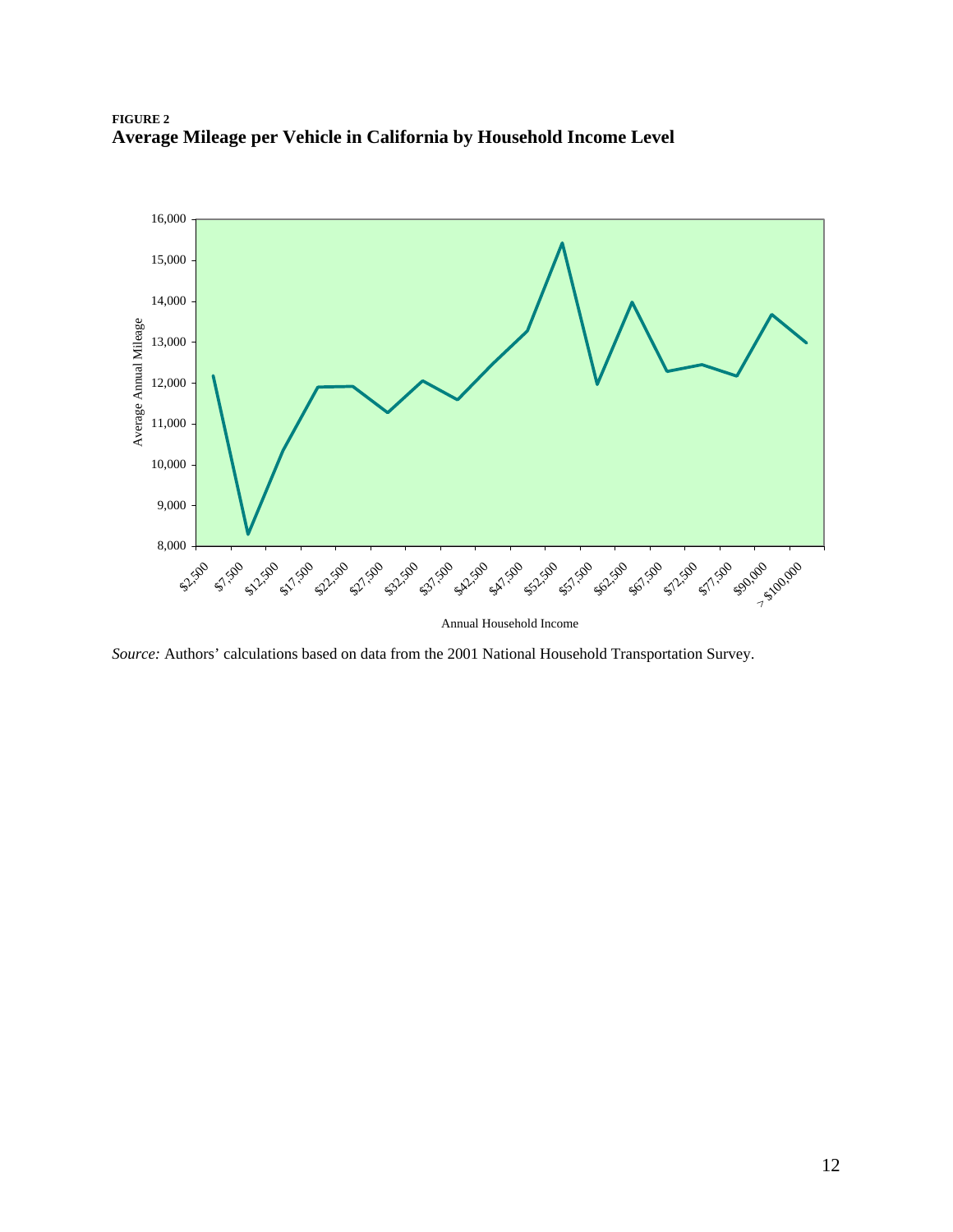**FIGURE 2**
**Average Mileage per Vehicle in California by Household Income Level**

*Source:* Authors' calculations based on data from the 2001 National Household Transportation Survey.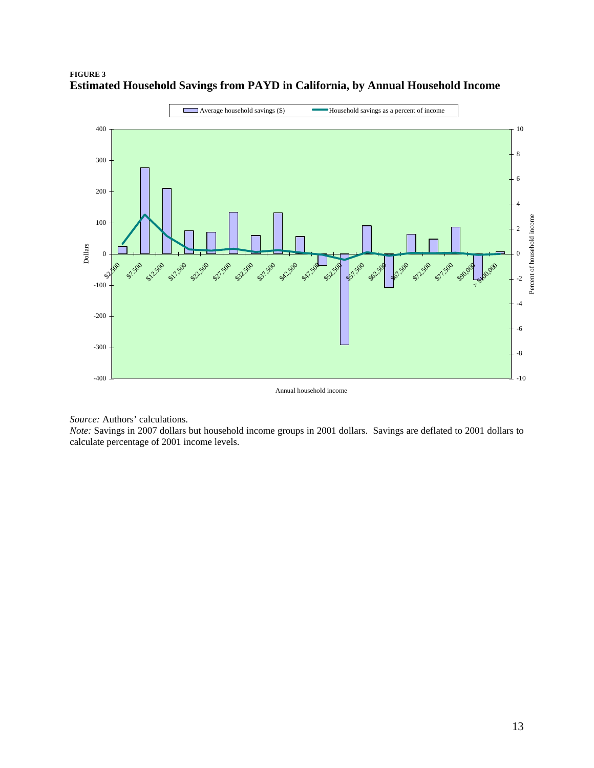**FIGURE 3**
**Estimated Household Savings from PAYD in California, by Annual Household Income**

*Source:* Authors' calculations.
*Note:* Savings in 2007 dollars but household income groups in 2001 dollars. Savings are deflated to 2001 dollars to calculate percentage of 2001 income levels.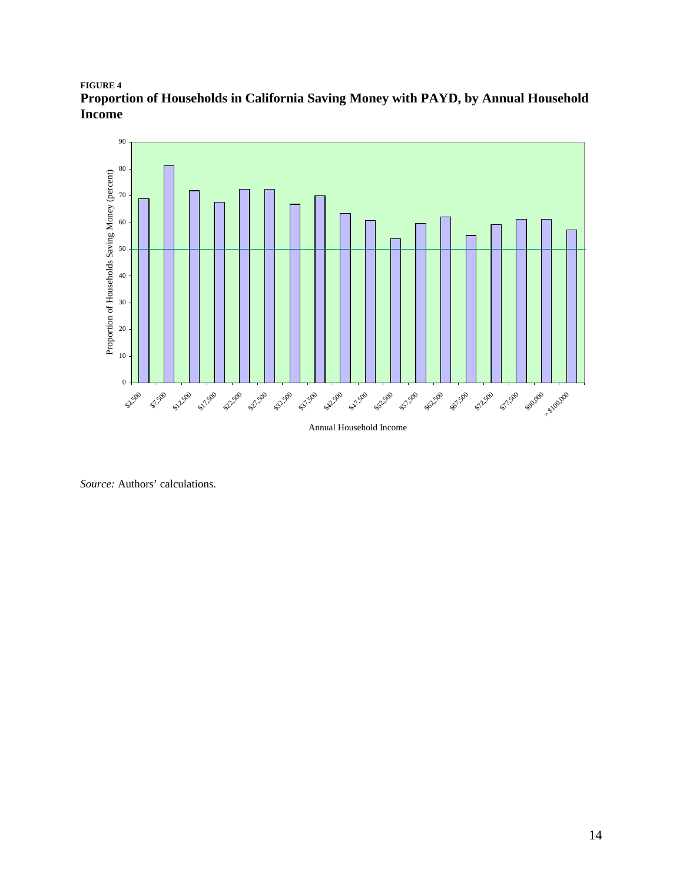**FIGURE 4**

**Proportion of Households in California Saving Money with PAYD, by Annual Household Income**

*Source:* Authors' calculations.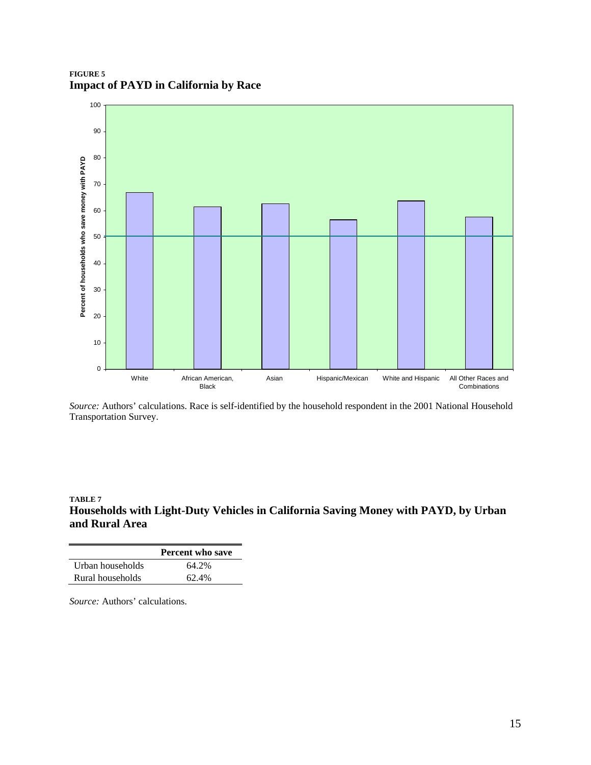**FIGURE 5**
**Impact of PAYD in California by Race**

*Source:* Authors' calculations. Race is self-identified by the household respondent in the 2001 National Household Transportation Survey.

**TABLE 7**
**Households with Light-Duty Vehicles in California Saving Money with PAYD, by Urban and Rural Area**

| | Percent who save |
|---|---|
| Urban households | 64.2% |
| Rural households | 62.4% |

*Source:* Authors' calculations.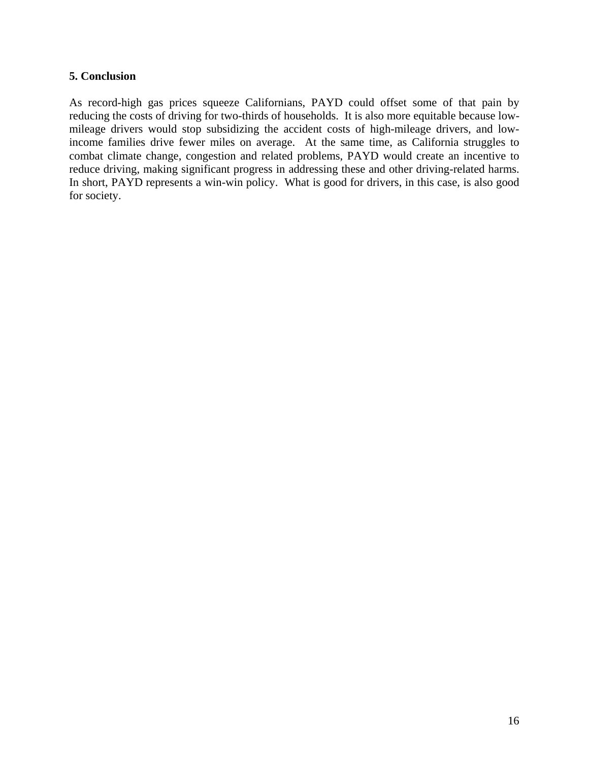## 5. Conclusion

As record-high gas prices squeeze Californians, PAYD could offset some of that pain by reducing the costs of driving for two-thirds of households. It is also more equitable because low-mileage drivers would stop subsidizing the accident costs of high-mileage drivers, and low-income families drive fewer miles on average. At the same time, as California struggles to combat climate change, congestion and related problems, PAYD would create an incentive to reduce driving, making significant progress in addressing these and other driving-related harms. In short, PAYD represents a win-win policy. What is good for drivers, in this case, is also good for society.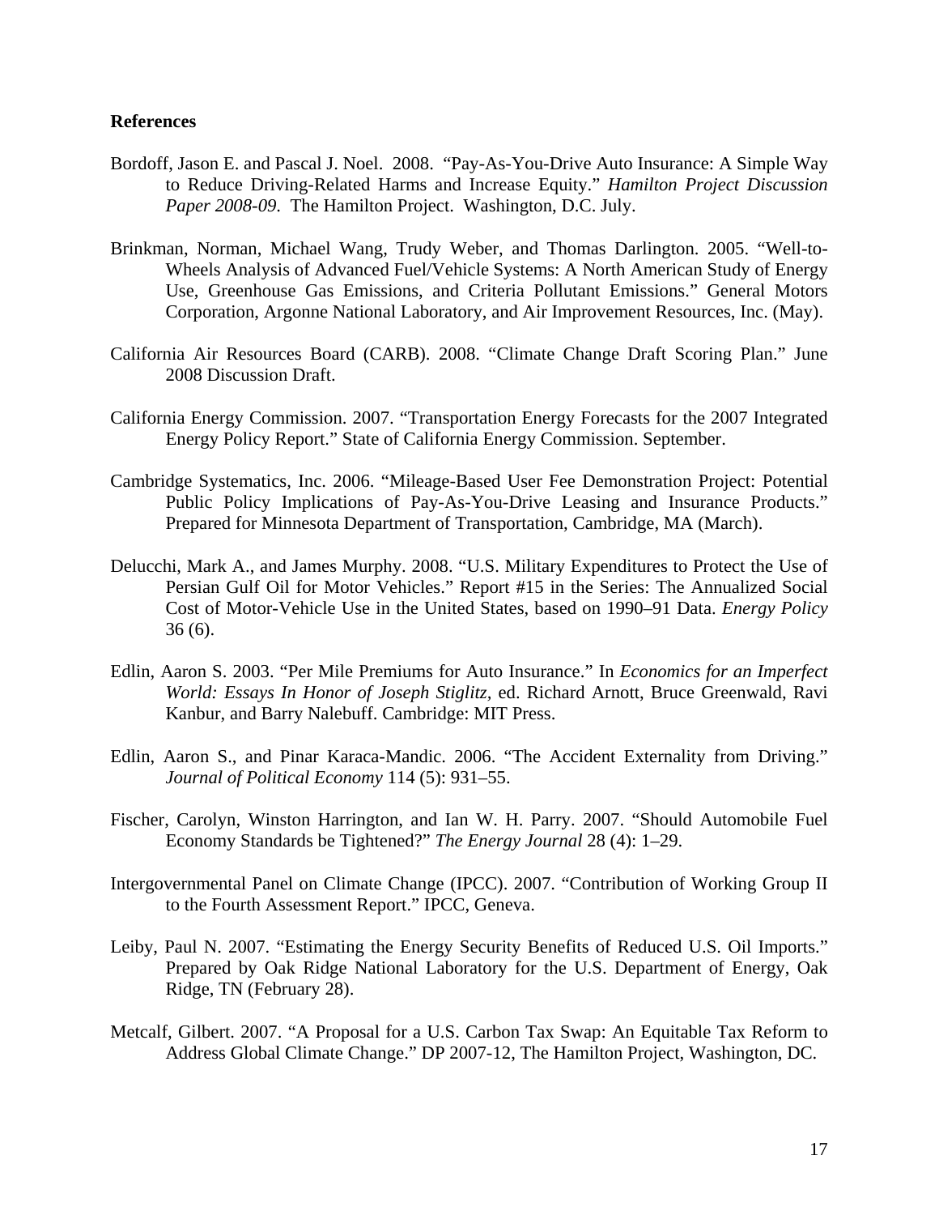## References

Bordoff, Jason E. and Pascal J. Noel. 2008. "Pay-As-You-Drive Auto Insurance: A Simple Way to Reduce Driving-Related Harms and Increase Equity." *Hamilton Project Discussion Paper 2008-09*. The Hamilton Project. Washington, D.C. July.

Brinkman, Norman, Michael Wang, Trudy Weber, and Thomas Darlington. 2005. "Well-to-Wheels Analysis of Advanced Fuel/Vehicle Systems: A North American Study of Energy Use, Greenhouse Gas Emissions, and Criteria Pollutant Emissions." General Motors Corporation, Argonne National Laboratory, and Air Improvement Resources, Inc. (May).

California Air Resources Board (CARB). 2008. "Climate Change Draft Scoring Plan." June 2008 Discussion Draft.

California Energy Commission. 2007. "Transportation Energy Forecasts for the 2007 Integrated Energy Policy Report." State of California Energy Commission. September.

Cambridge Systematics, Inc. 2006. "Mileage-Based User Fee Demonstration Project: Potential Public Policy Implications of Pay-As-You-Drive Leasing and Insurance Products." Prepared for Minnesota Department of Transportation, Cambridge, MA (March).

Delucchi, Mark A., and James Murphy. 2008. "U.S. Military Expenditures to Protect the Use of Persian Gulf Oil for Motor Vehicles." Report #15 in the Series: The Annualized Social Cost of Motor-Vehicle Use in the United States, based on 1990–91 Data. *Energy Policy* 36 (6).

Edlin, Aaron S. 2003. "Per Mile Premiums for Auto Insurance." In *Economics for an Imperfect World: Essays In Honor of Joseph Stiglitz*, ed. Richard Arnott, Bruce Greenwald, Ravi Kanbur, and Barry Nalebuff. Cambridge: MIT Press.

Edlin, Aaron S., and Pinar Karaca-Mandic. 2006. "The Accident Externality from Driving." *Journal of Political Economy* 114 (5): 931–55.

Fischer, Carolyn, Winston Harrington, and Ian W. H. Parry. 2007. "Should Automobile Fuel Economy Standards be Tightened?" *The Energy Journal* 28 (4): 1–29.

Intergovernmental Panel on Climate Change (IPCC). 2007. "Contribution of Working Group II to the Fourth Assessment Report." IPCC, Geneva.

Leiby, Paul N. 2007. "Estimating the Energy Security Benefits of Reduced U.S. Oil Imports." Prepared by Oak Ridge National Laboratory for the U.S. Department of Energy, Oak Ridge, TN (February 28).

Metcalf, Gilbert. 2007. "A Proposal for a U.S. Carbon Tax Swap: An Equitable Tax Reform to Address Global Climate Change." DP 2007-12, The Hamilton Project, Washington, DC.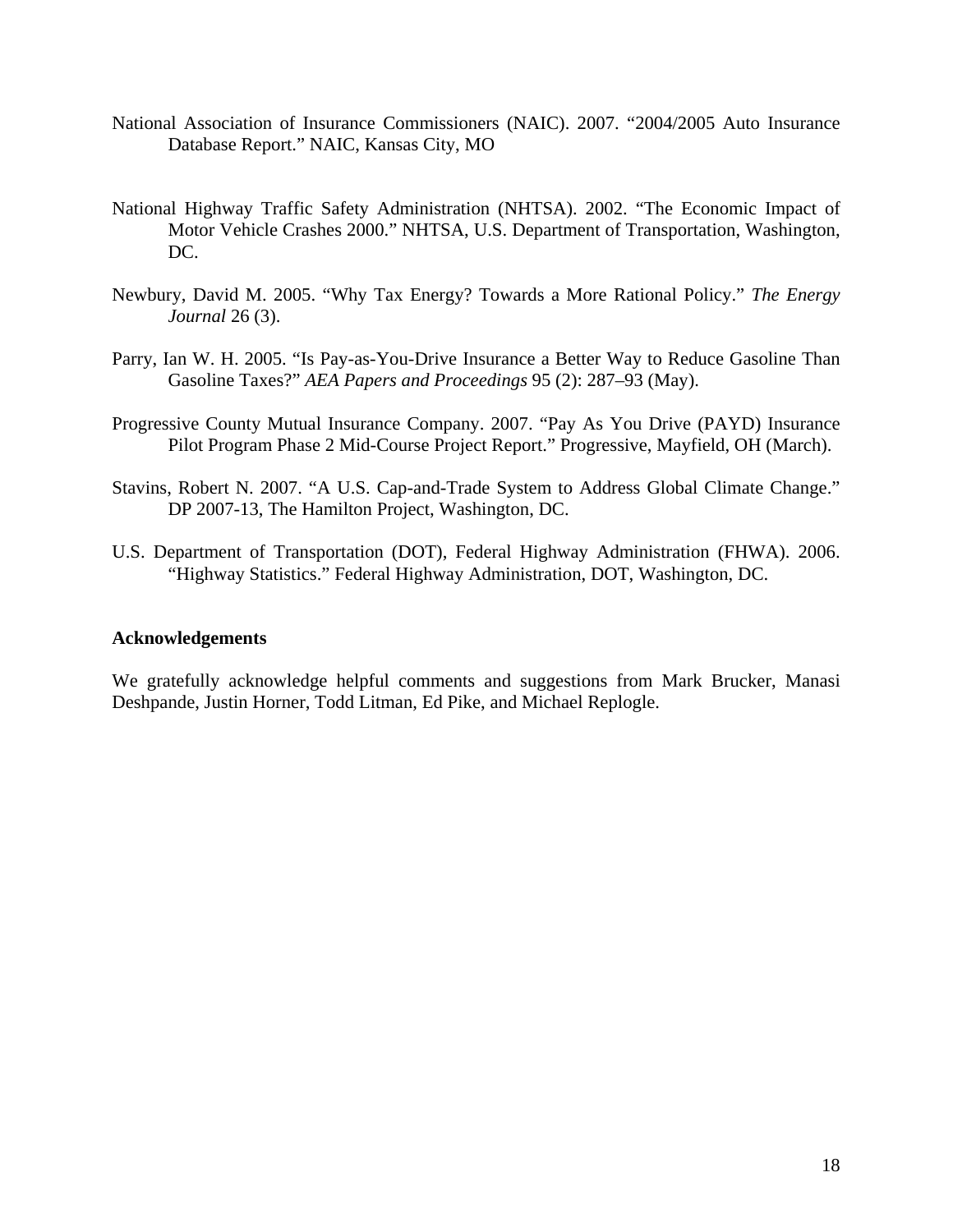National Association of Insurance Commissioners (NAIC). 2007. “2004/2005 Auto Insurance Database Report.” NAIC, Kansas City, MO

National Highway Traffic Safety Administration (NHTSA). 2002. “The Economic Impact of Motor Vehicle Crashes 2000.” NHTSA, U.S. Department of Transportation, Washington, DC.

Newbury, David M. 2005. “Why Tax Energy? Towards a More Rational Policy.” *The Energy Journal* 26 (3).

Parry, Ian W. H. 2005. “Is Pay-as-You-Drive Insurance a Better Way to Reduce Gasoline Than Gasoline Taxes?” *AEA Papers and Proceedings* 95 (2): 287–93 (May).

Progressive County Mutual Insurance Company. 2007. “Pay As You Drive (PAYD) Insurance Pilot Program Phase 2 Mid-Course Project Report.” Progressive, Mayfield, OH (March).

Stavins, Robert N. 2007. “A U.S. Cap-and-Trade System to Address Global Climate Change.” DP 2007-13, The Hamilton Project, Washington, DC.

U.S. Department of Transportation (DOT), Federal Highway Administration (FHWA). 2006. “Highway Statistics.” Federal Highway Administration, DOT, Washington, DC.

**Acknowledgements**

We gratefully acknowledge helpful comments and suggestions from Mark Brucker, Manasi Deshpande, Justin Horner, Todd Litman, Ed Pike, and Michael Replogle.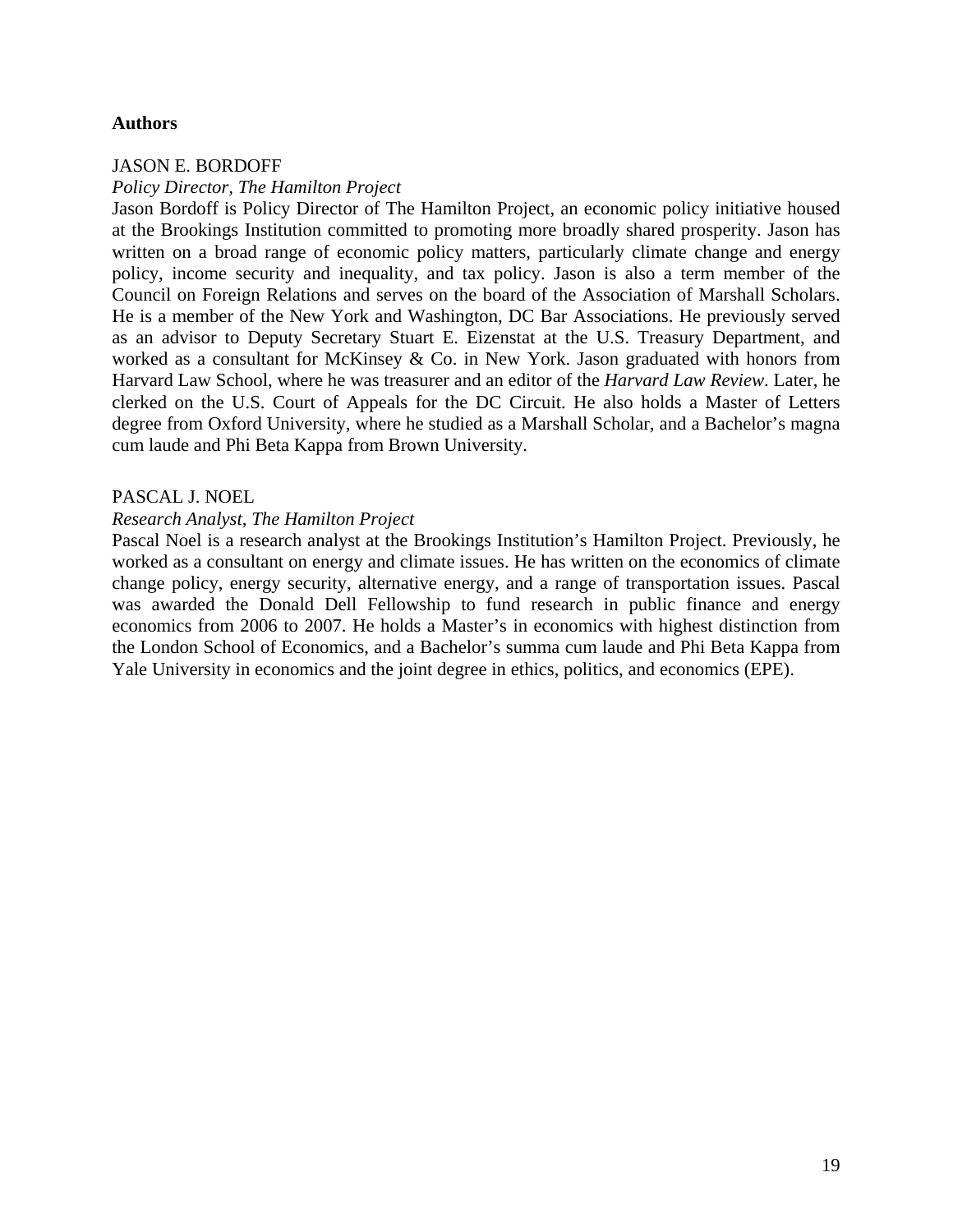## Authors

JASON E. BORDOFF

*Policy Director, The Hamilton Project*

Jason Bordoff is Policy Director of The Hamilton Project, an economic policy initiative housed at the Brookings Institution committed to promoting more broadly shared prosperity. Jason has written on a broad range of economic policy matters, particularly climate change and energy policy, income security and inequality, and tax policy. Jason is also a term member of the Council on Foreign Relations and serves on the board of the Association of Marshall Scholars. He is a member of the New York and Washington, DC Bar Associations. He previously served as an advisor to Deputy Secretary Stuart E. Eizenstat at the U.S. Treasury Department, and worked as a consultant for McKinsey & Co. in New York. Jason graduated with honors from Harvard Law School, where he was treasurer and an editor of the *Harvard Law Review*. Later, he clerked on the U.S. Court of Appeals for the DC Circuit. He also holds a Master of Letters degree from Oxford University, where he studied as a Marshall Scholar, and a Bachelor's magna cum laude and Phi Beta Kappa from Brown University.

PASCAL J. NOEL

*Research Analyst, The Hamilton Project*

Pascal Noel is a research analyst at the Brookings Institution's Hamilton Project. Previously, he worked as a consultant on energy and climate issues. He has written on the economics of climate change policy, energy security, alternative energy, and a range of transportation issues. Pascal was awarded the Donald Dell Fellowship to fund research in public finance and energy economics from 2006 to 2007. He holds a Master's in economics with highest distinction from the London School of Economics, and a Bachelor's summa cum laude and Phi Beta Kappa from Yale University in economics and the joint degree in ethics, politics, and economics (EPE).